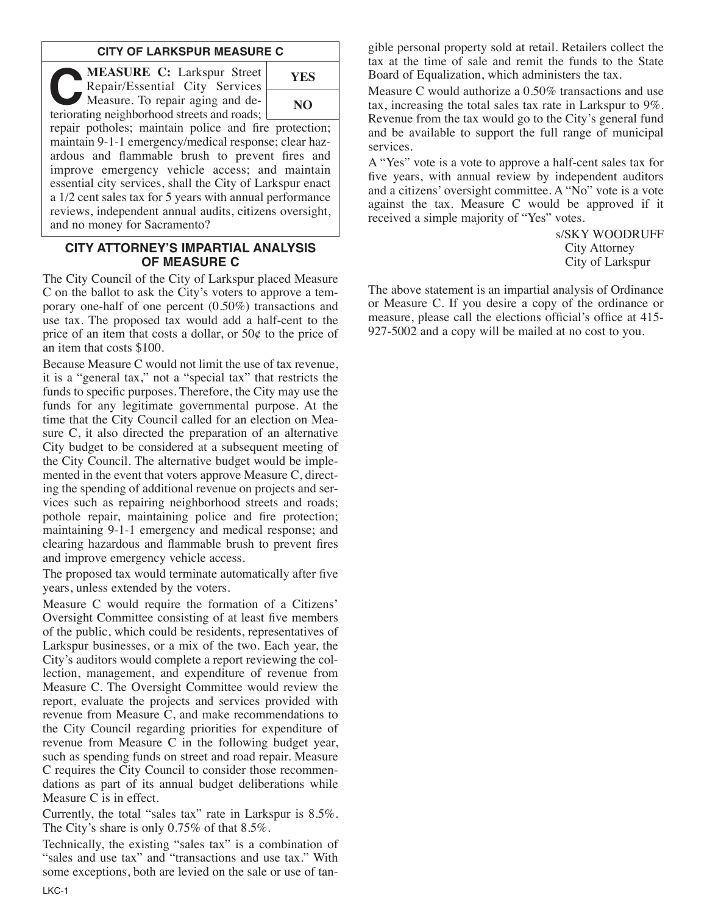## CITY OF LARKSPUR MEASURE C

**MEASURE C:** Larkspur Street Repair/Essential City Services Measure. To repair aging and deteriorating neighborhood streets and roads; repair potholes; maintain police and fire protection; maintain 9-1-1 emergency/medical response; clear hazardous and flammable brush to prevent fires and improve emergency vehicle access; and maintain essential city services, shall the City of Larkspur enact a 1/2 cent sales tax for 5 years with annual performance reviews, independent annual audits, citizens oversight, and no money for Sacramento?

| YES |
|---|
| NO |

## CITY ATTORNEY'S IMPARTIAL ANALYSIS OF MEASURE C

The City Council of the City of Larkspur placed Measure C on the ballot to ask the City's voters to approve a temporary one-half of one percent (0.50%) transactions and use tax. The proposed tax would add a half-cent to the price of an item that costs a dollar, or 50¢ to the price of an item that costs $100.

Because Measure C would not limit the use of tax revenue, it is a "general tax," not a "special tax" that restricts the funds to specific purposes. Therefore, the City may use the funds for any legitimate governmental purpose. At the time that the City Council called for an election on Measure C, it also directed the preparation of an alternative City budget to be considered at a subsequent meeting of the City Council. The alternative budget would be implemented in the event that voters approve Measure C, directing the spending of additional revenue on projects and services such as repairing neighborhood streets and roads; pothole repair, maintaining police and fire protection; maintaining 9-1-1 emergency and medical response; and clearing hazardous and flammable brush to prevent fires and improve emergency vehicle access.

The proposed tax would terminate automatically after five years, unless extended by the voters.

Measure C would require the formation of a Citizens' Oversight Committee consisting of at least five members of the public, which could be residents, representatives of Larkspur businesses, or a mix of the two. Each year, the City's auditors would complete a report reviewing the collection, management, and expenditure of revenue from Measure C. The Oversight Committee would review the report, evaluate the projects and services provided with revenue from Measure C, and make recommendations to the City Council regarding priorities for expenditure of revenue from Measure C in the following budget year, such as spending funds on street and road repair. Measure C requires the City Council to consider those recommendations as part of its annual budget deliberations while Measure C is in effect.

Currently, the total "sales tax" rate in Larkspur is 8.5%. The City's share is only 0.75% of that 8.5%.

Technically, the existing "sales tax" is a combination of "sales and use tax" and "transactions and use tax." With some exceptions, both are levied on the sale or use of tangible personal property sold at retail. Retailers collect the tax at the time of sale and remit the funds to the State Board of Equalization, which administers the tax.

Measure C would authorize a 0.50% transactions and use tax, increasing the total sales tax rate in Larkspur to 9%. Revenue from the tax would go to the City's general fund and be available to support the full range of municipal services.

A "Yes" vote is a vote to approve a half-cent sales tax for five years, with annual review by independent auditors and a citizens' oversight committee. A "No" vote is a vote against the tax. Measure C would be approved if it received a simple majority of "Yes" votes.

s/SKY WOODRUFF
City Attorney
City of Larkspur

The above statement is an impartial analysis of Ordinance or Measure C. If you desire a copy of the ordinance or measure, please call the elections official's office at 415-927-5002 and a copy will be mailed at no cost to you.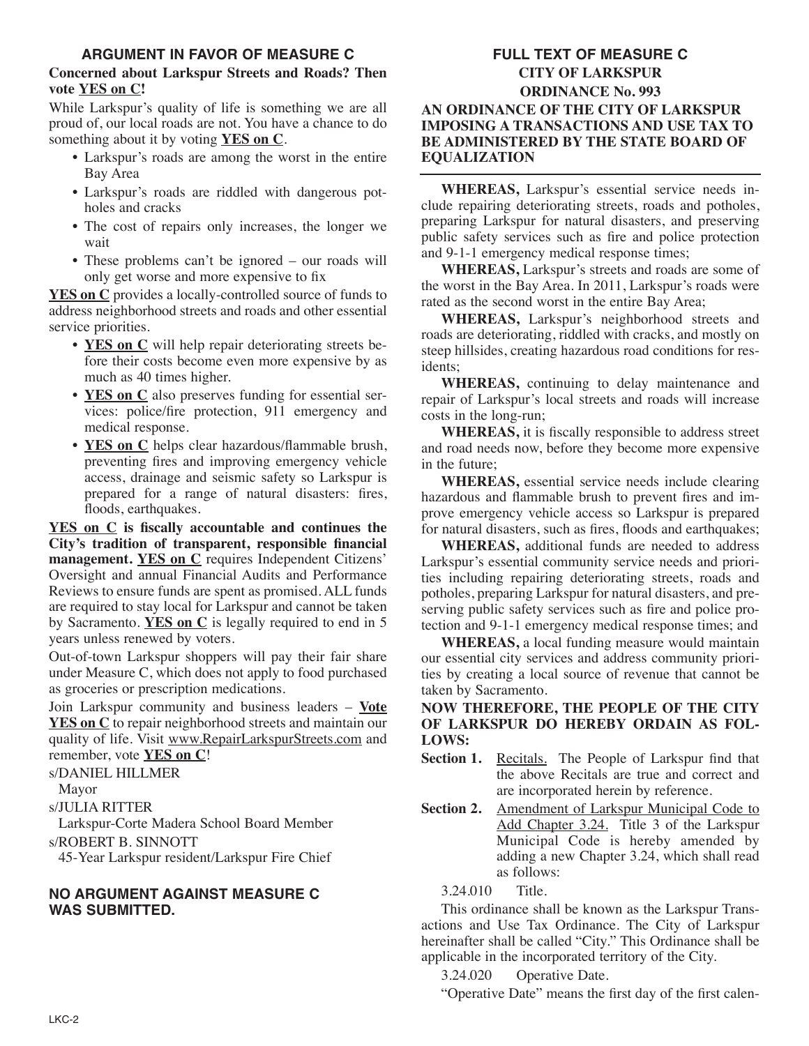## ARGUMENT IN FAVOR OF MEASURE C

**Concerned about Larkspur Streets and Roads? Then vote YES on C!**

While Larkspur's quality of life is something we are all proud of, our local roads are not. You have a chance to do something about it by voting **YES on C**.

- Larkspur's roads are among the worst in the entire Bay Area
- Larkspur's roads are riddled with dangerous potholes and cracks
- The cost of repairs only increases, the longer we wait
- These problems can't be ignored – our roads will only get worse and more expensive to fix

**YES on C** provides a locally-controlled source of funds to address neighborhood streets and roads and other essential service priorities.

- **YES on C** will help repair deteriorating streets before their costs become even more expensive by as much as 40 times higher.
- **YES on C** also preserves funding for essential services: police/fire protection, 911 emergency and medical response.
- **YES on C** helps clear hazardous/flammable brush, preventing fires and improving emergency vehicle access, drainage and seismic safety so Larkspur is prepared for a range of natural disasters: fires, floods, earthquakes.

**YES on C is fiscally accountable and continues the City's tradition of transparent, responsible financial management. YES on C** requires Independent Citizens' Oversight and annual Financial Audits and Performance Reviews to ensure funds are spent as promised. ALL funds are required to stay local for Larkspur and cannot be taken by Sacramento. **YES on C** is legally required to end in 5 years unless renewed by voters.

Out-of-town Larkspur shoppers will pay their fair share under Measure C, which does not apply to food purchased as groceries or prescription medications.

Join Larkspur community and business leaders – **Vote YES on C** to repair neighborhood streets and maintain our quality of life. Visit www.RepairLarkspurStreets.com and remember, vote **YES on C**!

s/DANIEL HILLMER
Mayor

s/JULIA RITTER
Larkspur-Corte Madera School Board Member

s/ROBERT B. SINNOTT
45-Year Larkspur resident/Larkspur Fire Chief

## NO ARGUMENT AGAINST MEASURE C WAS SUBMITTED.

## FULL TEXT OF MEASURE C

### CITY OF LARKSPUR

### ORDINANCE No. 993

### AN ORDINANCE OF THE CITY OF LARKSPUR IMPOSING A TRANSACTIONS AND USE TAX TO BE ADMINISTERED BY THE STATE BOARD OF EQUALIZATION

**WHEREAS,** Larkspur's essential service needs include repairing deteriorating streets, roads and potholes, preparing Larkspur for natural disasters, and preserving public safety services such as fire and police protection and 9-1-1 emergency medical response times;

**WHEREAS,** Larkspur's streets and roads are some of the worst in the Bay Area. In 2011, Larkspur's roads were rated as the second worst in the entire Bay Area;

**WHEREAS,** Larkspur's neighborhood streets and roads are deteriorating, riddled with cracks, and mostly on steep hillsides, creating hazardous road conditions for residents;

**WHEREAS,** continuing to delay maintenance and repair of Larkspur's local streets and roads will increase costs in the long-run;

**WHEREAS,** it is fiscally responsible to address street and road needs now, before they become more expensive in the future;

**WHEREAS,** essential service needs include clearing hazardous and flammable brush to prevent fires and improve emergency vehicle access so Larkspur is prepared for natural disasters, such as fires, floods and earthquakes;

**WHEREAS,** additional funds are needed to address Larkspur's essential community service needs and priorities including repairing deteriorating streets, roads and potholes, preparing Larkspur for natural disasters, and preserving public safety services such as fire and police protection and 9-1-1 emergency medical response times; and

**WHEREAS,** a local funding measure would maintain our essential city services and address community priorities by creating a local source of revenue that cannot be taken by Sacramento.

**NOW THEREFORE, THE PEOPLE OF THE CITY OF LARKSPUR DO HEREBY ORDAIN AS FOLLOWS:**

**Section 1.** Recitals. The People of Larkspur find that the above Recitals are true and correct and are incorporated herein by reference.

**Section 2.** Amendment of Larkspur Municipal Code to Add Chapter 3.24. Title 3 of the Larkspur Municipal Code is hereby amended by adding a new Chapter 3.24, which shall read as follows:

3.24.010 Title.

This ordinance shall be known as the Larkspur Transactions and Use Tax Ordinance. The City of Larkspur hereinafter shall be called "City." This Ordinance shall be applicable in the incorporated territory of the City.

3.24.020 Operative Date.

"Operative Date" means the first day of the first calen-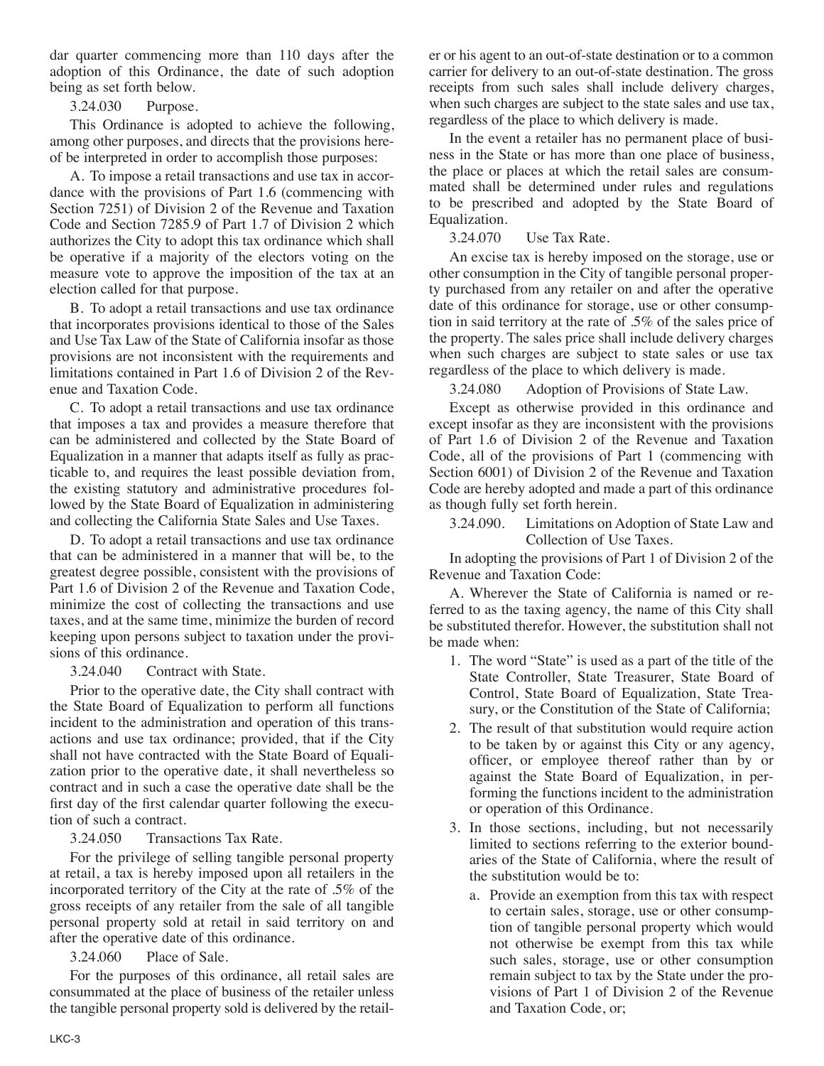dar quarter commencing more than 110 days after the adoption of this Ordinance, the date of such adoption being as set forth below.

3.24.030 Purpose.

This Ordinance is adopted to achieve the following, among other purposes, and directs that the provisions hereof be interpreted in order to accomplish those purposes:

A. To impose a retail transactions and use tax in accordance with the provisions of Part 1.6 (commencing with Section 7251) of Division 2 of the Revenue and Taxation Code and Section 7285.9 of Part 1.7 of Division 2 which authorizes the City to adopt this tax ordinance which shall be operative if a majority of the electors voting on the measure vote to approve the imposition of the tax at an election called for that purpose.

B. To adopt a retail transactions and use tax ordinance that incorporates provisions identical to those of the Sales and Use Tax Law of the State of California insofar as those provisions are not inconsistent with the requirements and limitations contained in Part 1.6 of Division 2 of the Revenue and Taxation Code.

C. To adopt a retail transactions and use tax ordinance that imposes a tax and provides a measure therefore that can be administered and collected by the State Board of Equalization in a manner that adapts itself as fully as practicable to, and requires the least possible deviation from, the existing statutory and administrative procedures followed by the State Board of Equalization in administering and collecting the California State Sales and Use Taxes.

D. To adopt a retail transactions and use tax ordinance that can be administered in a manner that will be, to the greatest degree possible, consistent with the provisions of Part 1.6 of Division 2 of the Revenue and Taxation Code, minimize the cost of collecting the transactions and use taxes, and at the same time, minimize the burden of record keeping upon persons subject to taxation under the provisions of this ordinance.

3.24.040 Contract with State.

Prior to the operative date, the City shall contract with the State Board of Equalization to perform all functions incident to the administration and operation of this transactions and use tax ordinance; provided, that if the City shall not have contracted with the State Board of Equalization prior to the operative date, it shall nevertheless so contract and in such a case the operative date shall be the first day of the first calendar quarter following the execution of such a contract.

3.24.050 Transactions Tax Rate.

For the privilege of selling tangible personal property at retail, a tax is hereby imposed upon all retailers in the incorporated territory of the City at the rate of .5% of the gross receipts of any retailer from the sale of all tangible personal property sold at retail in said territory on and after the operative date of this ordinance.

3.24.060 Place of Sale.

For the purposes of this ordinance, all retail sales are consummated at the place of business of the retailer unless the tangible personal property sold is delivered by the retailer or his agent to an out-of-state destination or to a common carrier for delivery to an out-of-state destination. The gross receipts from such sales shall include delivery charges, when such charges are subject to the state sales and use tax, regardless of the place to which delivery is made.

In the event a retailer has no permanent place of business in the State or has more than one place of business, the place or places at which the retail sales are consummated shall be determined under rules and regulations to be prescribed and adopted by the State Board of Equalization.

3.24.070 Use Tax Rate.

An excise tax is hereby imposed on the storage, use or other consumption in the City of tangible personal property purchased from any retailer on and after the operative date of this ordinance for storage, use or other consumption in said territory at the rate of .5% of the sales price of the property. The sales price shall include delivery charges when such charges are subject to state sales or use tax regardless of the place to which delivery is made.

3.24.080 Adoption of Provisions of State Law.

Except as otherwise provided in this ordinance and except insofar as they are inconsistent with the provisions of Part 1.6 of Division 2 of the Revenue and Taxation Code, all of the provisions of Part 1 (commencing with Section 6001) of Division 2 of the Revenue and Taxation Code are hereby adopted and made a part of this ordinance as though fully set forth herein.

3.24.090. Limitations on Adoption of State Law and Collection of Use Taxes.

In adopting the provisions of Part 1 of Division 2 of the Revenue and Taxation Code:

A. Wherever the State of California is named or referred to as the taxing agency, the name of this City shall be substituted therefor. However, the substitution shall not be made when:

1. The word "State" is used as a part of the title of the State Controller, State Treasurer, State Board of Control, State Board of Equalization, State Treasury, or the Constitution of the State of California;
2. The result of that substitution would require action to be taken by or against this City or any agency, officer, or employee thereof rather than by or against the State Board of Equalization, in performing the functions incident to the administration or operation of this Ordinance.
3. In those sections, including, but not necessarily limited to sections referring to the exterior boundaries of the State of California, where the result of the substitution would be to:
   a. Provide an exemption from this tax with respect to certain sales, storage, use or other consumption of tangible personal property which would not otherwise be exempt from this tax while such sales, storage, use or other consumption remain subject to tax by the State under the provisions of Part 1 of Division 2 of the Revenue and Taxation Code, or;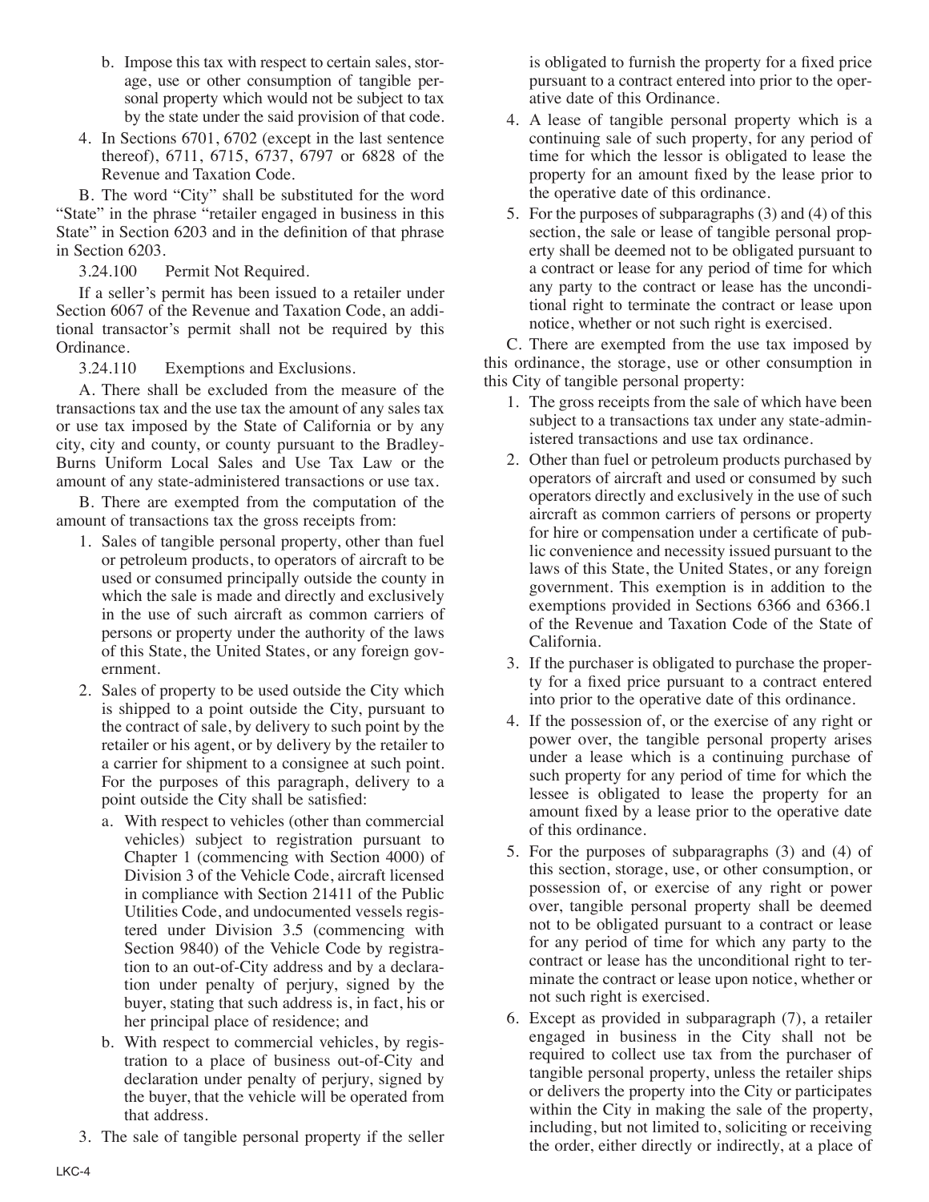b. Impose this tax with respect to certain sales, storage, use or other consumption of tangible personal property which would not be subject to tax by the state under the said provision of that code.

4. In Sections 6701, 6702 (except in the last sentence thereof), 6711, 6715, 6737, 6797 or 6828 of the Revenue and Taxation Code.

B. The word "City" shall be substituted for the word "State" in the phrase "retailer engaged in business in this State" in Section 6203 and in the definition of that phrase in Section 6203.

3.24.100 Permit Not Required.

If a seller's permit has been issued to a retailer under Section 6067 of the Revenue and Taxation Code, an additional transactor's permit shall not be required by this Ordinance.

3.24.110 Exemptions and Exclusions.

A. There shall be excluded from the measure of the transactions tax and the use tax the amount of any sales tax or use tax imposed by the State of California or by any city, city and county, or county pursuant to the Bradley-Burns Uniform Local Sales and Use Tax Law or the amount of any state-administered transactions or use tax.

B. There are exempted from the computation of the amount of transactions tax the gross receipts from:

1. Sales of tangible personal property, other than fuel or petroleum products, to operators of aircraft to be used or consumed principally outside the county in which the sale is made and directly and exclusively in the use of such aircraft as common carriers of persons or property under the authority of the laws of this State, the United States, or any foreign government.

2. Sales of property to be used outside the City which is shipped to a point outside the City, pursuant to the contract of sale, by delivery to such point by the retailer or his agent, or by delivery by the retailer to a carrier for shipment to a consignee at such point. For the purposes of this paragraph, delivery to a point outside the City shall be satisfied:

   a. With respect to vehicles (other than commercial vehicles) subject to registration pursuant to Chapter 1 (commencing with Section 4000) of Division 3 of the Vehicle Code, aircraft licensed in compliance with Section 21411 of the Public Utilities Code, and undocumented vessels registered under Division 3.5 (commencing with Section 9840) of the Vehicle Code by registration to an out-of-City address and by a declaration under penalty of perjury, signed by the buyer, stating that such address is, in fact, his or her principal place of residence; and

   b. With respect to commercial vehicles, by registration to a place of business out-of-City and declaration under penalty of perjury, signed by the buyer, that the vehicle will be operated from that address.

3. The sale of tangible personal property if the seller is obligated to furnish the property for a fixed price pursuant to a contract entered into prior to the operative date of this Ordinance.

4. A lease of tangible personal property which is a continuing sale of such property, for any period of time for which the lessor is obligated to lease the property for an amount fixed by the lease prior to the operative date of this ordinance.

5. For the purposes of subparagraphs (3) and (4) of this section, the sale or lease of tangible personal property shall be deemed not to be obligated pursuant to a contract or lease for any period of time for which any party to the contract or lease has the unconditional right to terminate the contract or lease upon notice, whether or not such right is exercised.

C. There are exempted from the use tax imposed by this ordinance, the storage, use or other consumption in this City of tangible personal property:

1. The gross receipts from the sale of which have been subject to a transactions tax under any state-administered transactions and use tax ordinance.

2. Other than fuel or petroleum products purchased by operators of aircraft and used or consumed by such operators directly and exclusively in the use of such aircraft as common carriers of persons or property for hire or compensation under a certificate of public convenience and necessity issued pursuant to the laws of this State, the United States, or any foreign government. This exemption is in addition to the exemptions provided in Sections 6366 and 6366.1 of the Revenue and Taxation Code of the State of California.

3. If the purchaser is obligated to purchase the property for a fixed price pursuant to a contract entered into prior to the operative date of this ordinance.

4. If the possession of, or the exercise of any right or power over, the tangible personal property arises under a lease which is a continuing purchase of such property for any period of time for which the lessee is obligated to lease the property for an amount fixed by a lease prior to the operative date of this ordinance.

5. For the purposes of subparagraphs (3) and (4) of this section, storage, use, or other consumption, or possession of, or exercise of any right or power over, tangible personal property shall be deemed not to be obligated pursuant to a contract or lease for any period of time for which any party to the contract or lease has the unconditional right to terminate the contract or lease upon notice, whether or not such right is exercised.

6. Except as provided in subparagraph (7), a retailer engaged in business in the City shall not be required to collect use tax from the purchaser of tangible personal property, unless the retailer ships or delivers the property into the City or participates within the City in making the sale of the property, including, but not limited to, soliciting or receiving the order, either directly or indirectly, at a place of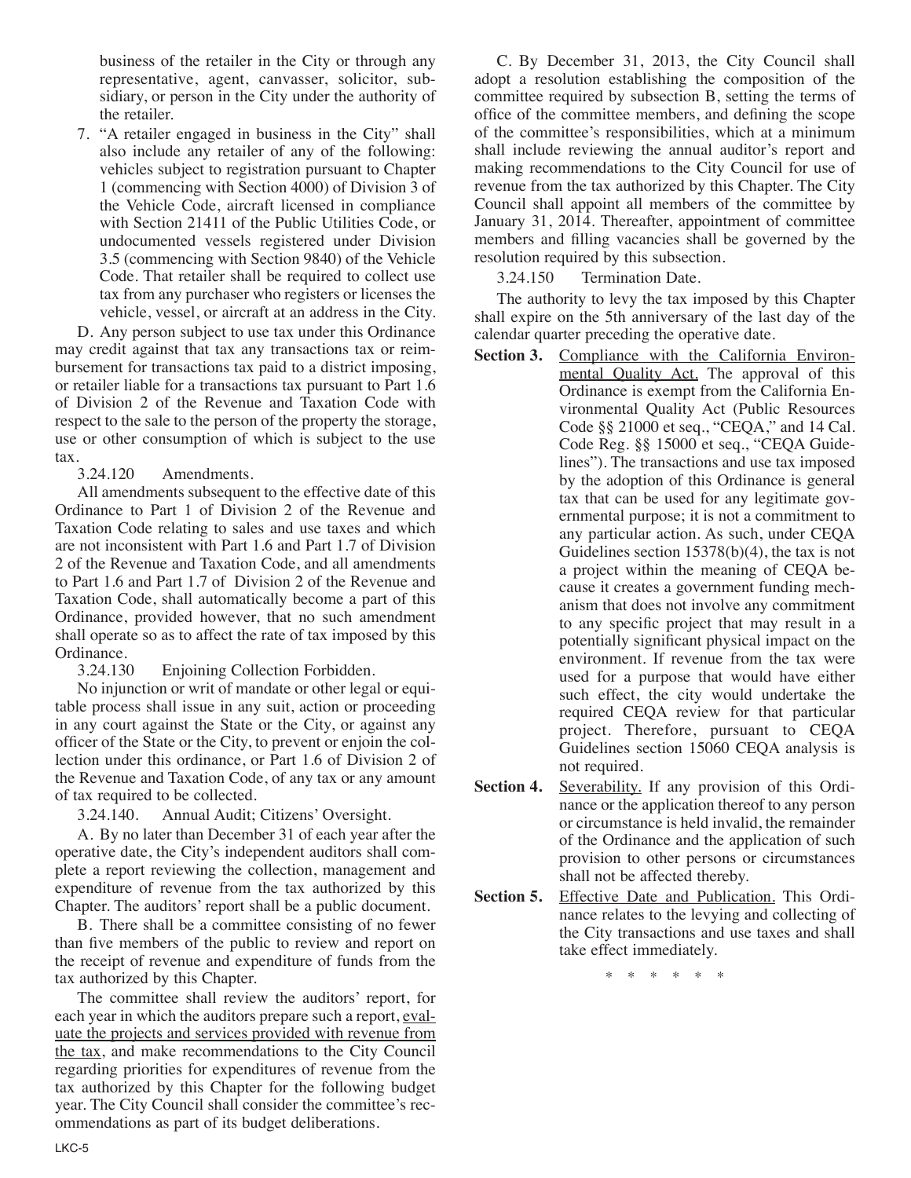business of the retailer in the City or through any representative, agent, canvasser, solicitor, subsidiary, or person in the City under the authority of the retailer.

7. "A retailer engaged in business in the City" shall also include any retailer of any of the following: vehicles subject to registration pursuant to Chapter 1 (commencing with Section 4000) of Division 3 of the Vehicle Code, aircraft licensed in compliance with Section 21411 of the Public Utilities Code, or undocumented vessels registered under Division 3.5 (commencing with Section 9840) of the Vehicle Code. That retailer shall be required to collect use tax from any purchaser who registers or licenses the vehicle, vessel, or aircraft at an address in the City.

D. Any person subject to use tax under this Ordinance may credit against that tax any transactions tax or reimbursement for transactions tax paid to a district imposing, or retailer liable for a transactions tax pursuant to Part 1.6 of Division 2 of the Revenue and Taxation Code with respect to the sale to the person of the property the storage, use or other consumption of which is subject to the use tax.

3.24.120 Amendments.

All amendments subsequent to the effective date of this Ordinance to Part 1 of Division 2 of the Revenue and Taxation Code relating to sales and use taxes and which are not inconsistent with Part 1.6 and Part 1.7 of Division 2 of the Revenue and Taxation Code, and all amendments to Part 1.6 and Part 1.7 of Division 2 of the Revenue and Taxation Code, shall automatically become a part of this Ordinance, provided however, that no such amendment shall operate so as to affect the rate of tax imposed by this Ordinance.

3.24.130 Enjoining Collection Forbidden.

No injunction or writ of mandate or other legal or equitable process shall issue in any suit, action or proceeding in any court against the State or the City, or against any officer of the State or the City, to prevent or enjoin the collection under this ordinance, or Part 1.6 of Division 2 of the Revenue and Taxation Code, of any tax or any amount of tax required to be collected.

3.24.140. Annual Audit; Citizens' Oversight.

A. By no later than December 31 of each year after the operative date, the City's independent auditors shall complete a report reviewing the collection, management and expenditure of revenue from the tax authorized by this Chapter. The auditors' report shall be a public document.

B. There shall be a committee consisting of no fewer than five members of the public to review and report on the receipt of revenue and expenditure of funds from the tax authorized by this Chapter.

The committee shall review the auditors' report, for each year in which the auditors prepare such a report, evaluate the projects and services provided with revenue from the tax, and make recommendations to the City Council regarding priorities for expenditures of revenue from the tax authorized by this Chapter for the following budget year. The City Council shall consider the committee's recommendations as part of its budget deliberations.

C. By December 31, 2013, the City Council shall adopt a resolution establishing the composition of the committee required by subsection B, setting the terms of office of the committee members, and defining the scope of the committee's responsibilities, which at a minimum shall include reviewing the annual auditor's report and making recommendations to the City Council for use of revenue from the tax authorized by this Chapter. The City Council shall appoint all members of the committee by January 31, 2014. Thereafter, appointment of committee members and filling vacancies shall be governed by the resolution required by this subsection.

3.24.150 Termination Date.

The authority to levy the tax imposed by this Chapter shall expire on the 5th anniversary of the last day of the calendar quarter preceding the operative date.

**Section 3.** Compliance with the California Environmental Quality Act. The approval of this Ordinance is exempt from the California Environmental Quality Act (Public Resources Code §§ 21000 et seq., "CEQA," and 14 Cal. Code Reg. §§ 15000 et seq., "CEQA Guidelines"). The transactions and use tax imposed by the adoption of this Ordinance is general tax that can be used for any legitimate governmental purpose; it is not a commitment to any particular action. As such, under CEQA Guidelines section 15378(b)(4), the tax is not a project within the meaning of CEQA because it creates a government funding mechanism that does not involve any commitment to any specific project that may result in a potentially significant physical impact on the environment. If revenue from the tax were used for a purpose that would have either such effect, the city would undertake the required CEQA review for that particular project. Therefore, pursuant to CEQA Guidelines section 15060 CEQA analysis is not required.

**Section 4.** Severability. If any provision of this Ordinance or the application thereof to any person or circumstance is held invalid, the remainder of the Ordinance and the application of such provision to other persons or circumstances shall not be affected thereby.

**Section 5.** Effective Date and Publication. This Ordinance relates to the levying and collecting of the City transactions and use taxes and shall take effect immediately.

\* \* \* \* \* \*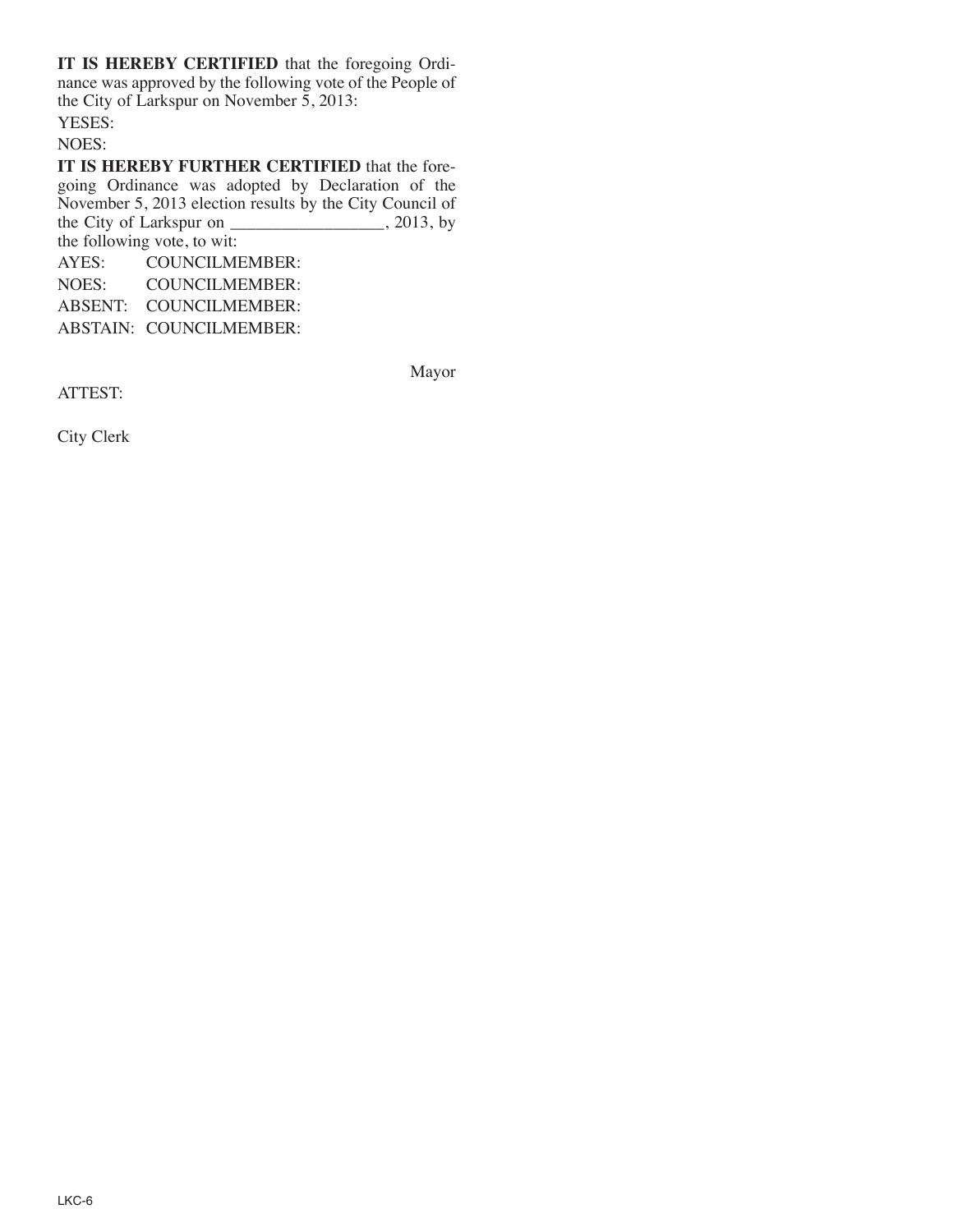**IT IS HEREBY CERTIFIED** that the foregoing Ordinance was approved by the following vote of the People of the City of Larkspur on November 5, 2013:

YESES:

NOES:

**IT IS HEREBY FURTHER CERTIFIED** that the foregoing Ordinance was adopted by Declaration of the November 5, 2013 election results by the City Council of the City of Larkspur on __________________, 2013, by the following vote, to wit:

AYES: COUNCILMEMBER:

NOES: COUNCILMEMBER:

ABSENT: COUNCILMEMBER:

ABSTAIN: COUNCILMEMBER:

Mayor

ATTEST:

City Clerk

LKC-6